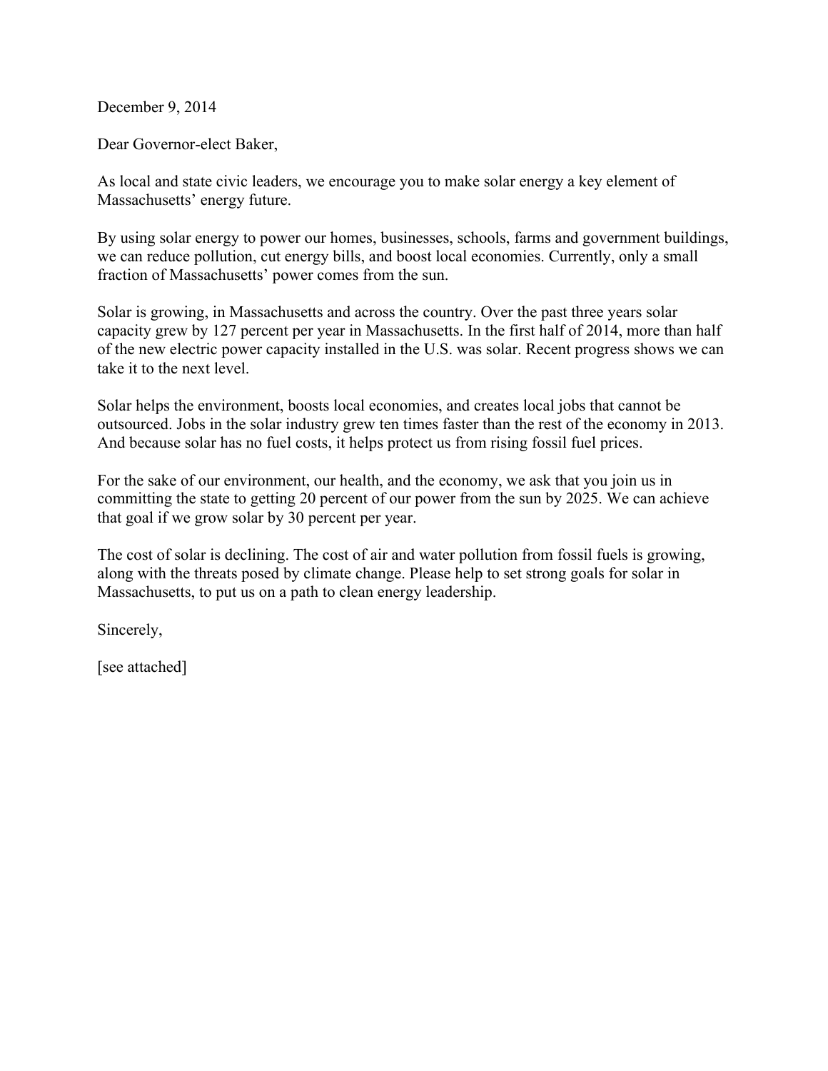December 9, 2014

Dear Governor-elect Baker,

As local and state civic leaders, we encourage you to make solar energy a key element of Massachusetts' energy future.

By using solar energy to power our homes, businesses, schools, farms and government buildings, we can reduce pollution, cut energy bills, and boost local economies. Currently, only a small fraction of Massachusetts' power comes from the sun.

Solar is growing, in Massachusetts and across the country. Over the past three years solar capacity grew by 127 percent per year in Massachusetts. In the first half of 2014, more than half of the new electric power capacity installed in the U.S. was solar. Recent progress shows we can take it to the next level.

Solar helps the environment, boosts local economies, and creates local jobs that cannot be outsourced. Jobs in the solar industry grew ten times faster than the rest of the economy in 2013. And because solar has no fuel costs, it helps protect us from rising fossil fuel prices.

For the sake of our environment, our health, and the economy, we ask that you join us in committing the state to getting 20 percent of our power from the sun by 2025. We can achieve that goal if we grow solar by 30 percent per year.

The cost of solar is declining. The cost of air and water pollution from fossil fuels is growing, along with the threats posed by climate change. Please help to set strong goals for solar in Massachusetts, to put us on a path to clean energy leadership.

Sincerely,

[see attached]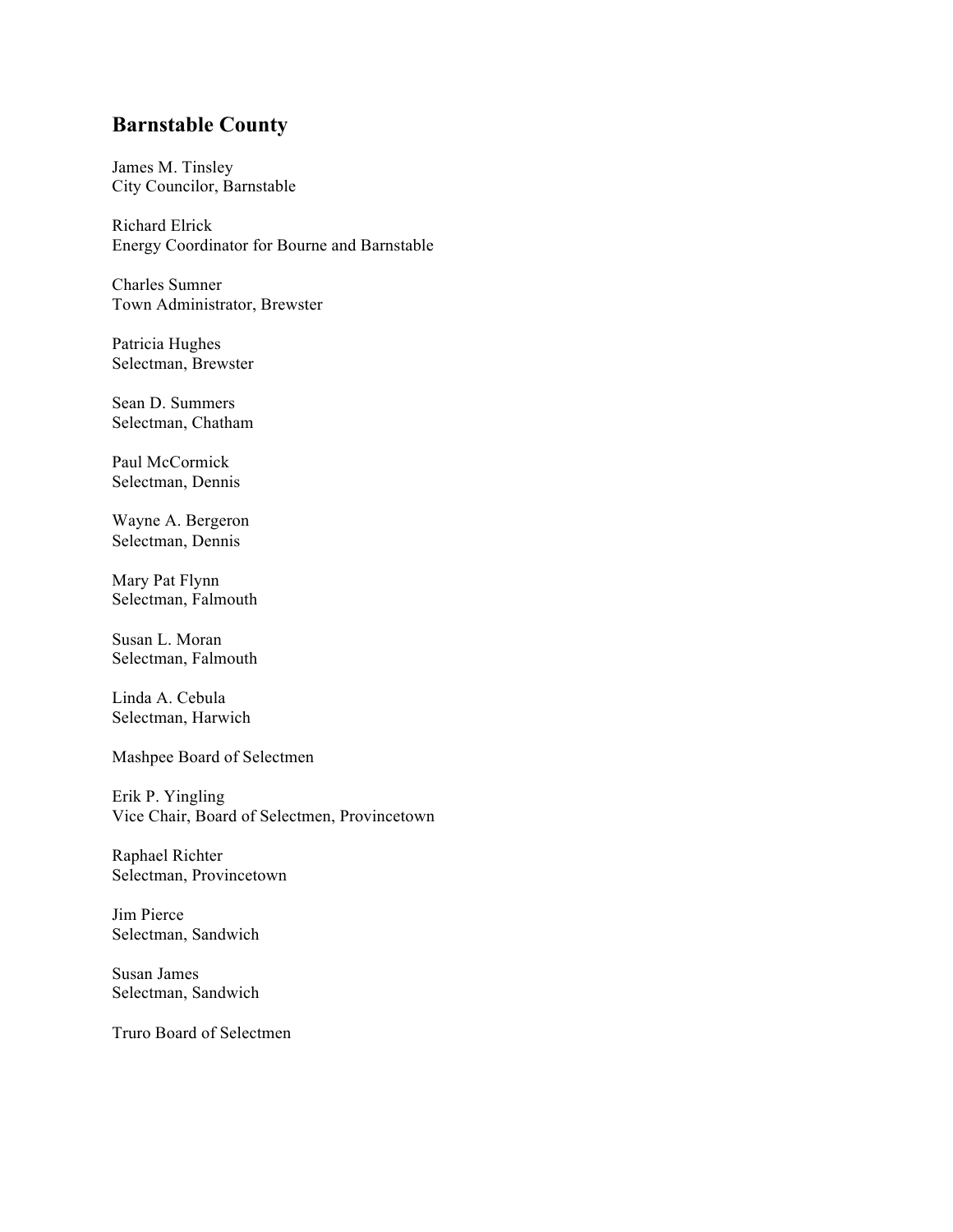## Barnstable County

James M. Tinsley
City Councilor, Barnstable

Richard Elrick
Energy Coordinator for Bourne and Barnstable

Charles Sumner
Town Administrator, Brewster

Patricia Hughes
Selectman, Brewster

Sean D. Summers
Selectman, Chatham

Paul McCormick
Selectman, Dennis

Wayne A. Bergeron
Selectman, Dennis

Mary Pat Flynn
Selectman, Falmouth

Susan L. Moran
Selectman, Falmouth

Linda A. Cebula
Selectman, Harwich

Mashpee Board of Selectmen

Erik P. Yingling
Vice Chair, Board of Selectmen, Provincetown

Raphael Richter
Selectman, Provincetown

Jim Pierce
Selectman, Sandwich

Susan James
Selectman, Sandwich

Truro Board of Selectmen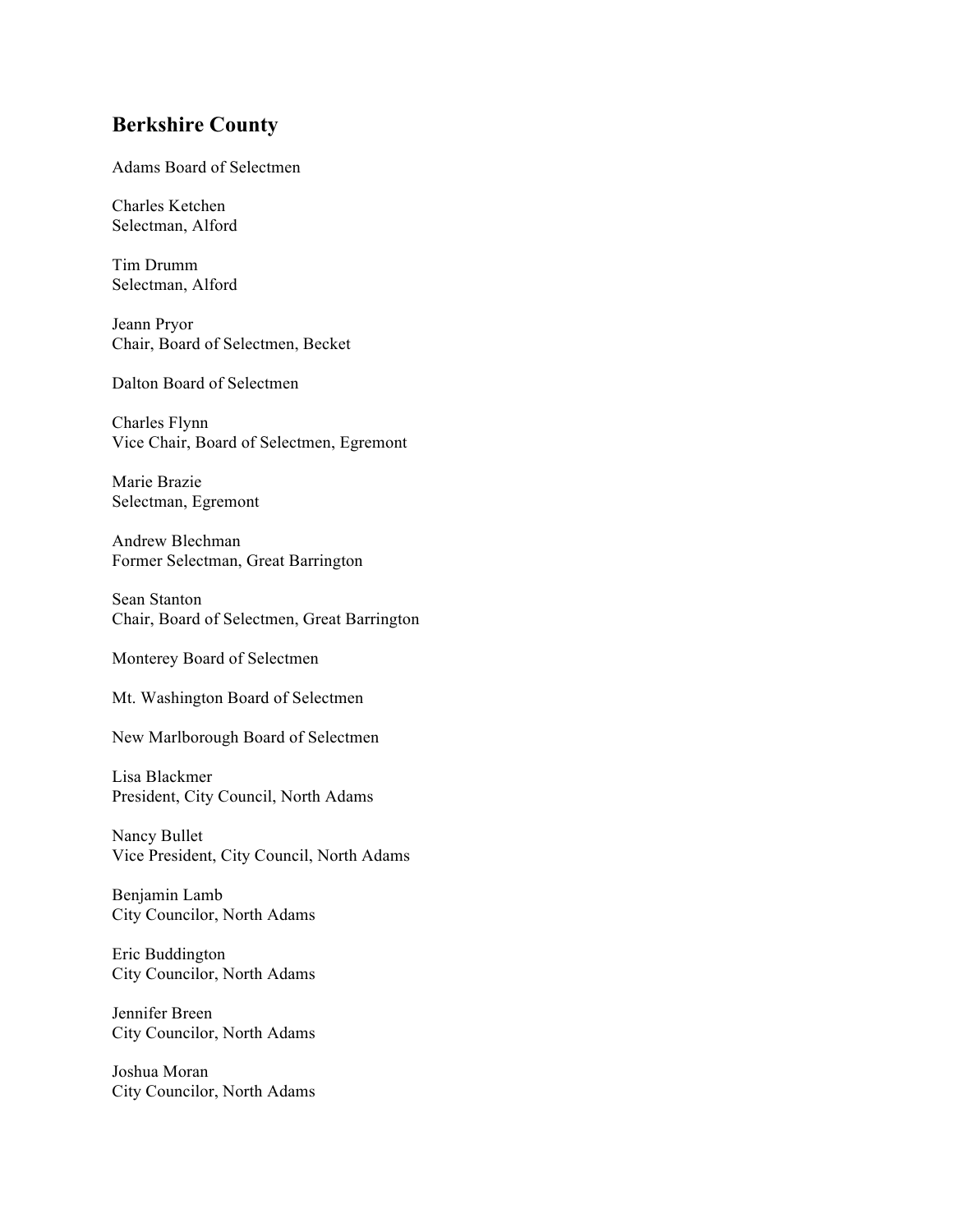## Berkshire County

Adams Board of Selectmen

Charles Ketchen
Selectman, Alford

Tim Drumm
Selectman, Alford

Jeann Pryor
Chair, Board of Selectmen, Becket

Dalton Board of Selectmen

Charles Flynn
Vice Chair, Board of Selectmen, Egremont

Marie Brazie
Selectman, Egremont

Andrew Blechman
Former Selectman, Great Barrington

Sean Stanton
Chair, Board of Selectmen, Great Barrington

Monterey Board of Selectmen

Mt. Washington Board of Selectmen

New Marlborough Board of Selectmen

Lisa Blackmer
President, City Council, North Adams

Nancy Bullet
Vice President, City Council, North Adams

Benjamin Lamb
City Councilor, North Adams

Eric Buddington
City Councilor, North Adams

Jennifer Breen
City Councilor, North Adams

Joshua Moran
City Councilor, North Adams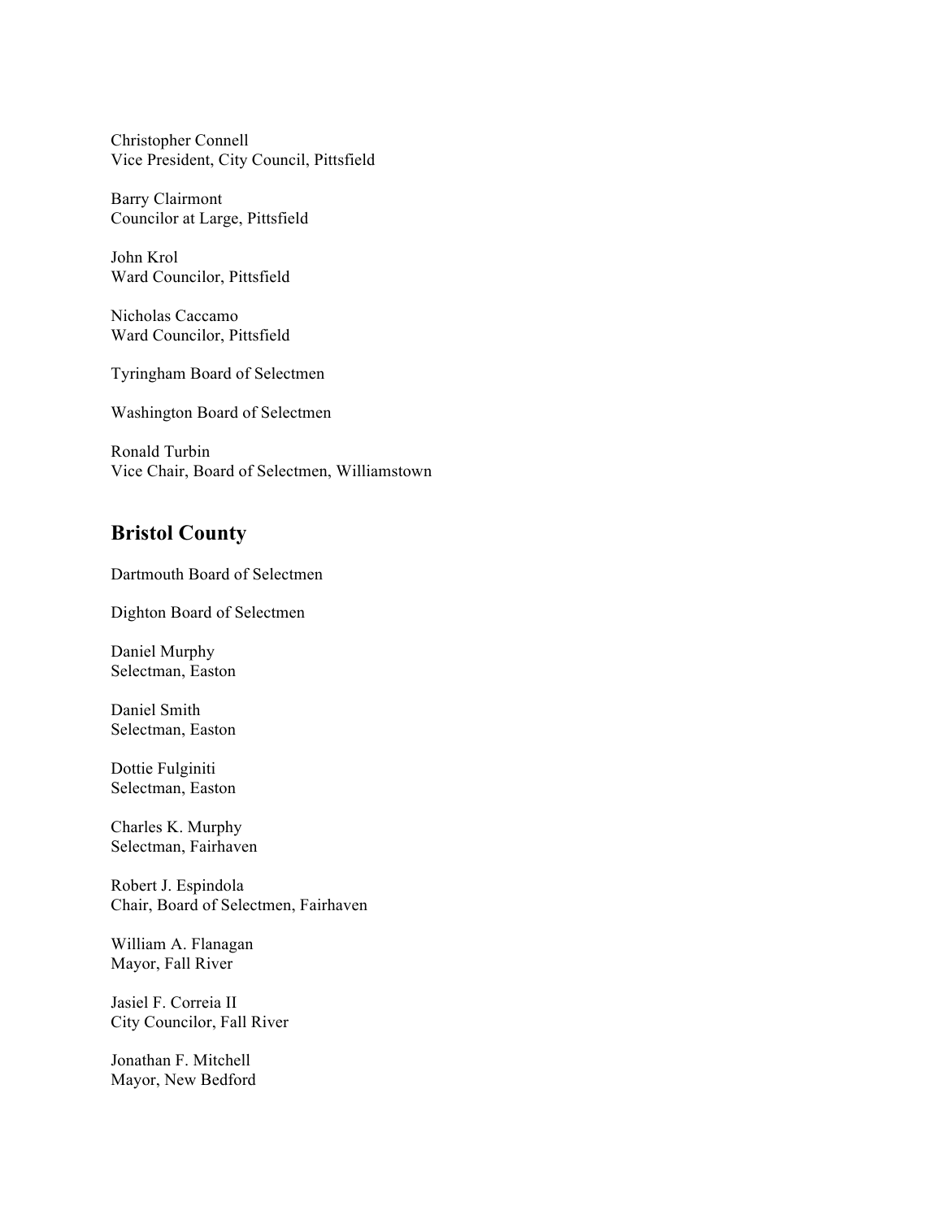Christopher Connell
Vice President, City Council, Pittsfield

Barry Clairmont
Councilor at Large, Pittsfield

John Krol
Ward Councilor, Pittsfield

Nicholas Caccamo
Ward Councilor, Pittsfield

Tyringham Board of Selectmen

Washington Board of Selectmen

Ronald Turbin
Vice Chair, Board of Selectmen, Williamstown

## Bristol County

Dartmouth Board of Selectmen

Dighton Board of Selectmen

Daniel Murphy
Selectman, Easton

Daniel Smith
Selectman, Easton

Dottie Fulginiti
Selectman, Easton

Charles K. Murphy
Selectman, Fairhaven

Robert J. Espindola
Chair, Board of Selectmen, Fairhaven

William A. Flanagan
Mayor, Fall River

Jasiel F. Correia II
City Councilor, Fall River

Jonathan F. Mitchell
Mayor, New Bedford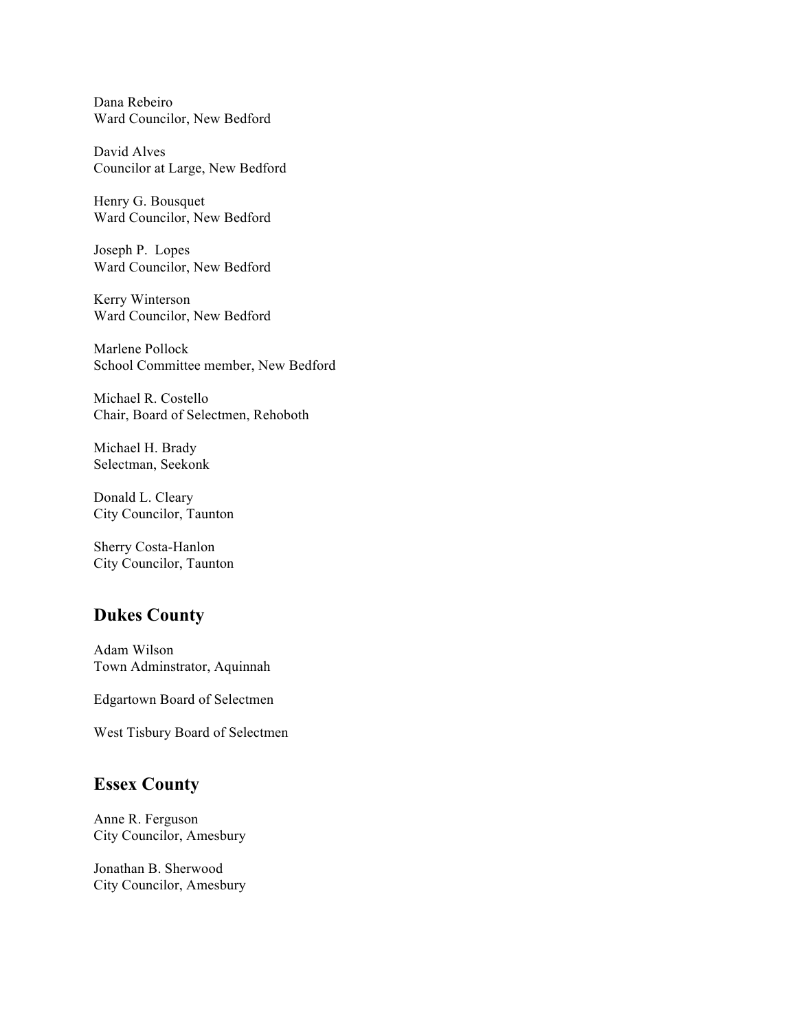Dana Rebeiro
Ward Councilor, New Bedford

David Alves
Councilor at Large, New Bedford

Henry G. Bousquet
Ward Councilor, New Bedford

Joseph P. Lopes
Ward Councilor, New Bedford

Kerry Winterson
Ward Councilor, New Bedford

Marlene Pollock
School Committee member, New Bedford

Michael R. Costello
Chair, Board of Selectmen, Rehoboth

Michael H. Brady
Selectman, Seekonk

Donald L. Cleary
City Councilor, Taunton

Sherry Costa-Hanlon
City Councilor, Taunton

## Dukes County

Adam Wilson
Town Adminstrator, Aquinnah

Edgartown Board of Selectmen

West Tisbury Board of Selectmen

## Essex County

Anne R. Ferguson
City Councilor, Amesbury

Jonathan B. Sherwood
City Councilor, Amesbury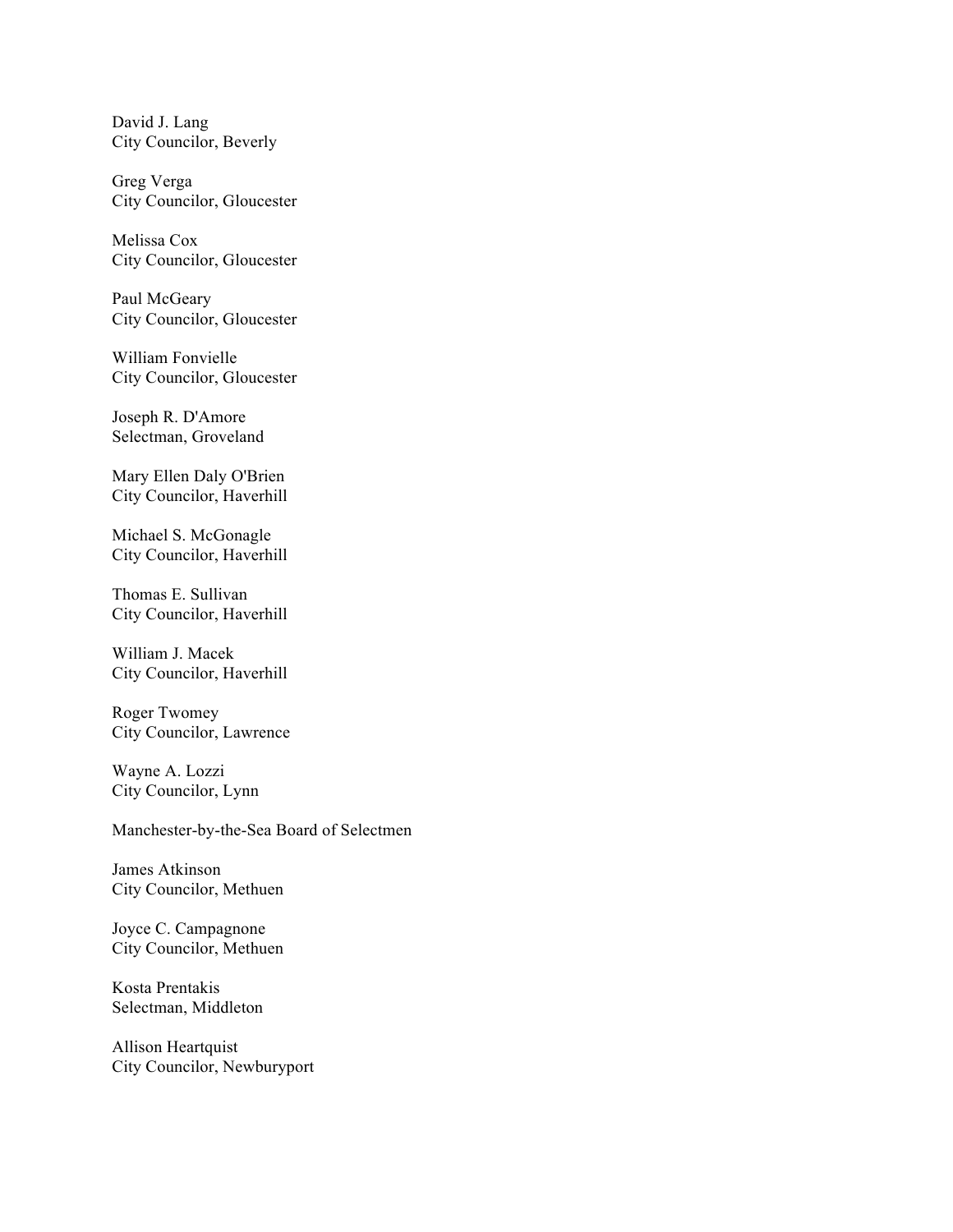David J. Lang
City Councilor, Beverly

Greg Verga
City Councilor, Gloucester

Melissa Cox
City Councilor, Gloucester

Paul McGeary
City Councilor, Gloucester

William Fonvielle
City Councilor, Gloucester

Joseph R. D'Amore
Selectman, Groveland

Mary Ellen Daly O'Brien
City Councilor, Haverhill

Michael S. McGonagle
City Councilor, Haverhill

Thomas E. Sullivan
City Councilor, Haverhill

William J. Macek
City Councilor, Haverhill

Roger Twomey
City Councilor, Lawrence

Wayne A. Lozzi
City Councilor, Lynn

Manchester-by-the-Sea Board of Selectmen

James Atkinson
City Councilor, Methuen

Joyce C. Campagnone
City Councilor, Methuen

Kosta Prentakis
Selectman, Middleton

Allison Heartquist
City Councilor, Newburyport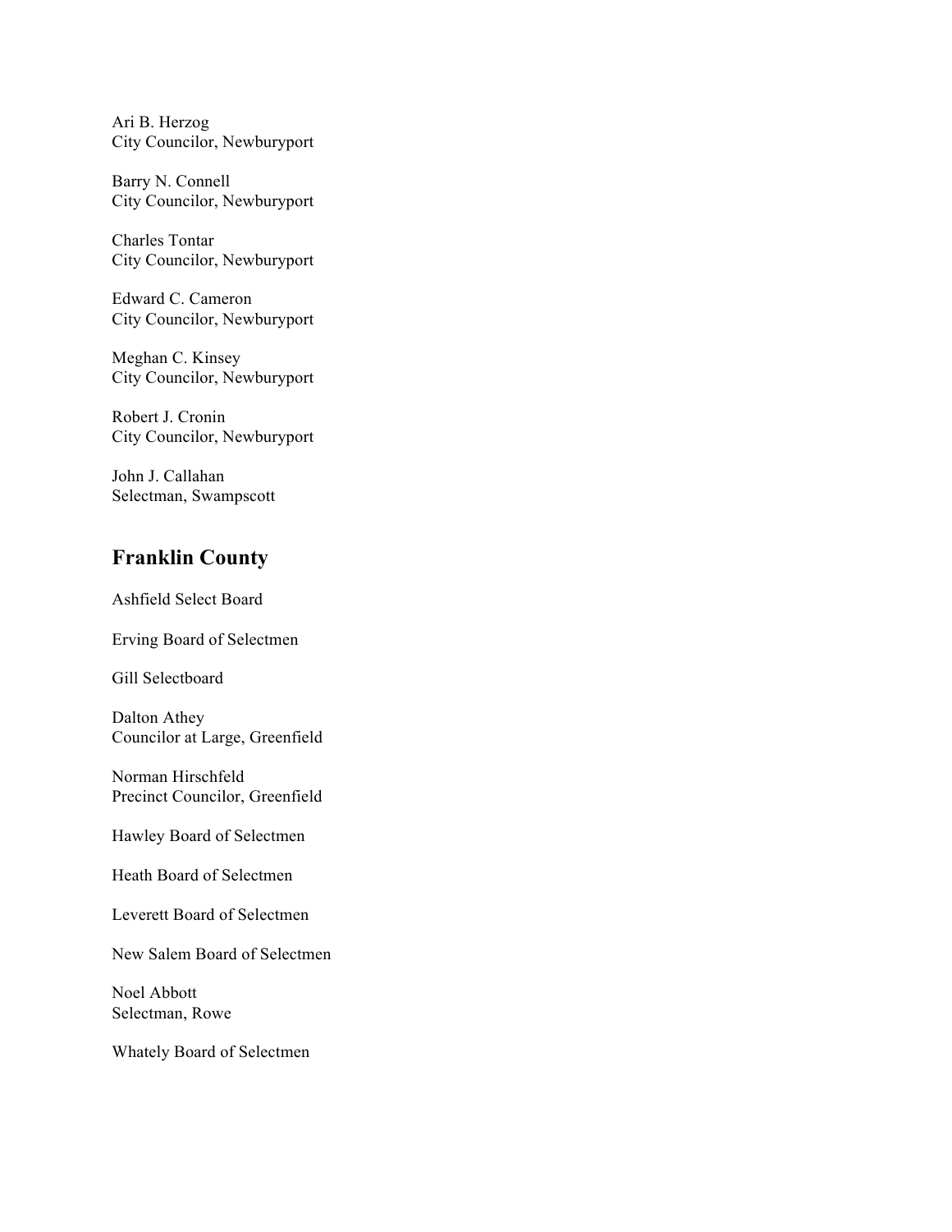Ari B. Herzog
City Councilor, Newburyport

Barry N. Connell
City Councilor, Newburyport

Charles Tontar
City Councilor, Newburyport

Edward C. Cameron
City Councilor, Newburyport

Meghan C. Kinsey
City Councilor, Newburyport

Robert J. Cronin
City Councilor, Newburyport

John J. Callahan
Selectman, Swampscott

## Franklin County

Ashfield Select Board

Erving Board of Selectmen

Gill Selectboard

Dalton Athey
Councilor at Large, Greenfield

Norman Hirschfeld
Precinct Councilor, Greenfield

Hawley Board of Selectmen

Heath Board of Selectmen

Leverett Board of Selectmen

New Salem Board of Selectmen

Noel Abbott
Selectman, Rowe

Whately Board of Selectmen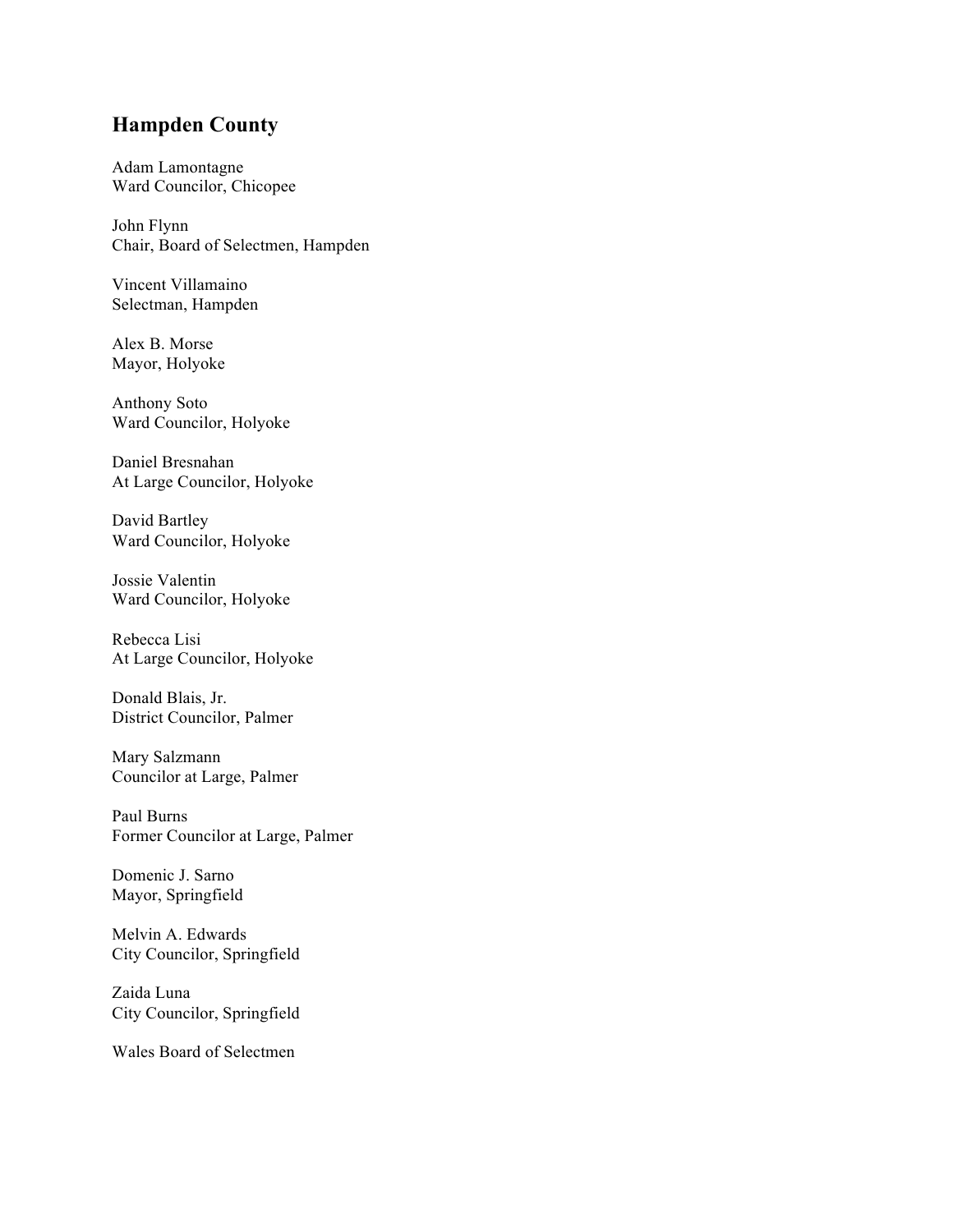## Hampden County

Adam Lamontagne  
Ward Councilor, Chicopee

John Flynn  
Chair, Board of Selectmen, Hampden

Vincent Villamaino  
Selectman, Hampden

Alex B. Morse  
Mayor, Holyoke

Anthony Soto  
Ward Councilor, Holyoke

Daniel Bresnahan  
At Large Councilor, Holyoke

David Bartley  
Ward Councilor, Holyoke

Jossie Valentin  
Ward Councilor, Holyoke

Rebecca Lisi  
At Large Councilor, Holyoke

Donald Blais, Jr.  
District Councilor, Palmer

Mary Salzmann  
Councilor at Large, Palmer

Paul Burns  
Former Councilor at Large, Palmer

Domenic J. Sarno  
Mayor, Springfield

Melvin A. Edwards  
City Councilor, Springfield

Zaida Luna  
City Councilor, Springfield

Wales Board of Selectmen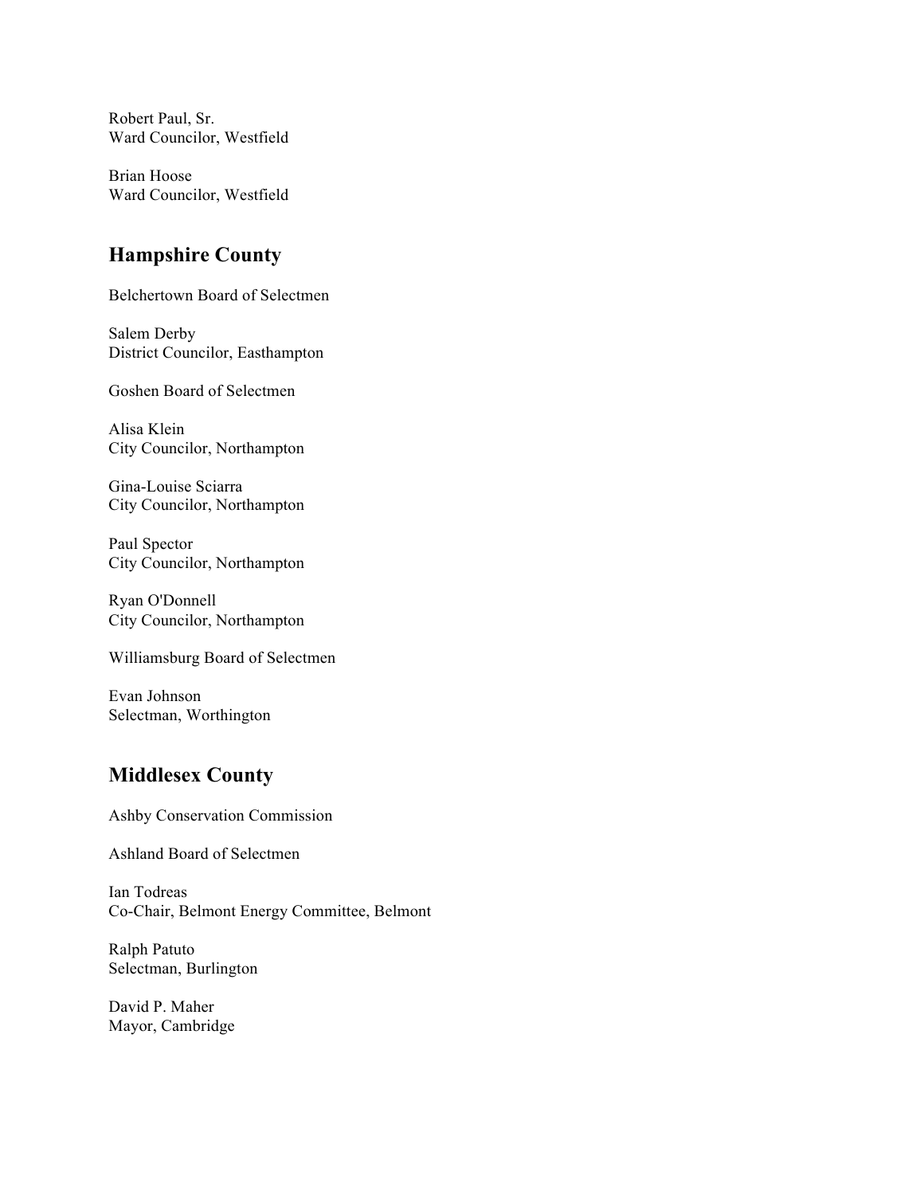Robert Paul, Sr.
Ward Councilor, Westfield

Brian Hoose
Ward Councilor, Westfield

## Hampshire County

Belchertown Board of Selectmen

Salem Derby
District Councilor, Easthampton

Goshen Board of Selectmen

Alisa Klein
City Councilor, Northampton

Gina-Louise Sciarra
City Councilor, Northampton

Paul Spector
City Councilor, Northampton

Ryan O'Donnell
City Councilor, Northampton

Williamsburg Board of Selectmen

Evan Johnson
Selectman, Worthington

## Middlesex County

Ashby Conservation Commission

Ashland Board of Selectmen

Ian Todreas
Co-Chair, Belmont Energy Committee, Belmont

Ralph Patuto
Selectman, Burlington

David P. Maher
Mayor, Cambridge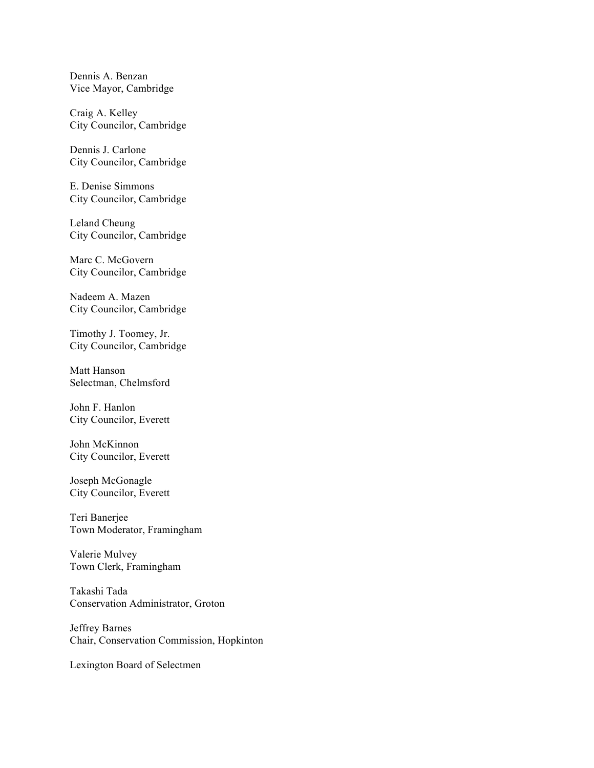Dennis A. Benzan
Vice Mayor, Cambridge

Craig A. Kelley
City Councilor, Cambridge

Dennis J. Carlone
City Councilor, Cambridge

E. Denise Simmons
City Councilor, Cambridge

Leland Cheung
City Councilor, Cambridge

Marc C. McGovern
City Councilor, Cambridge

Nadeem A. Mazen
City Councilor, Cambridge

Timothy J. Toomey, Jr.
City Councilor, Cambridge

Matt Hanson
Selectman, Chelmsford

John F. Hanlon
City Councilor, Everett

John McKinnon
City Councilor, Everett

Joseph McGonagle
City Councilor, Everett

Teri Banerjee
Town Moderator, Framingham

Valerie Mulvey
Town Clerk, Framingham

Takashi Tada
Conservation Administrator, Groton

Jeffrey Barnes
Chair, Conservation Commission, Hopkinton

Lexington Board of Selectmen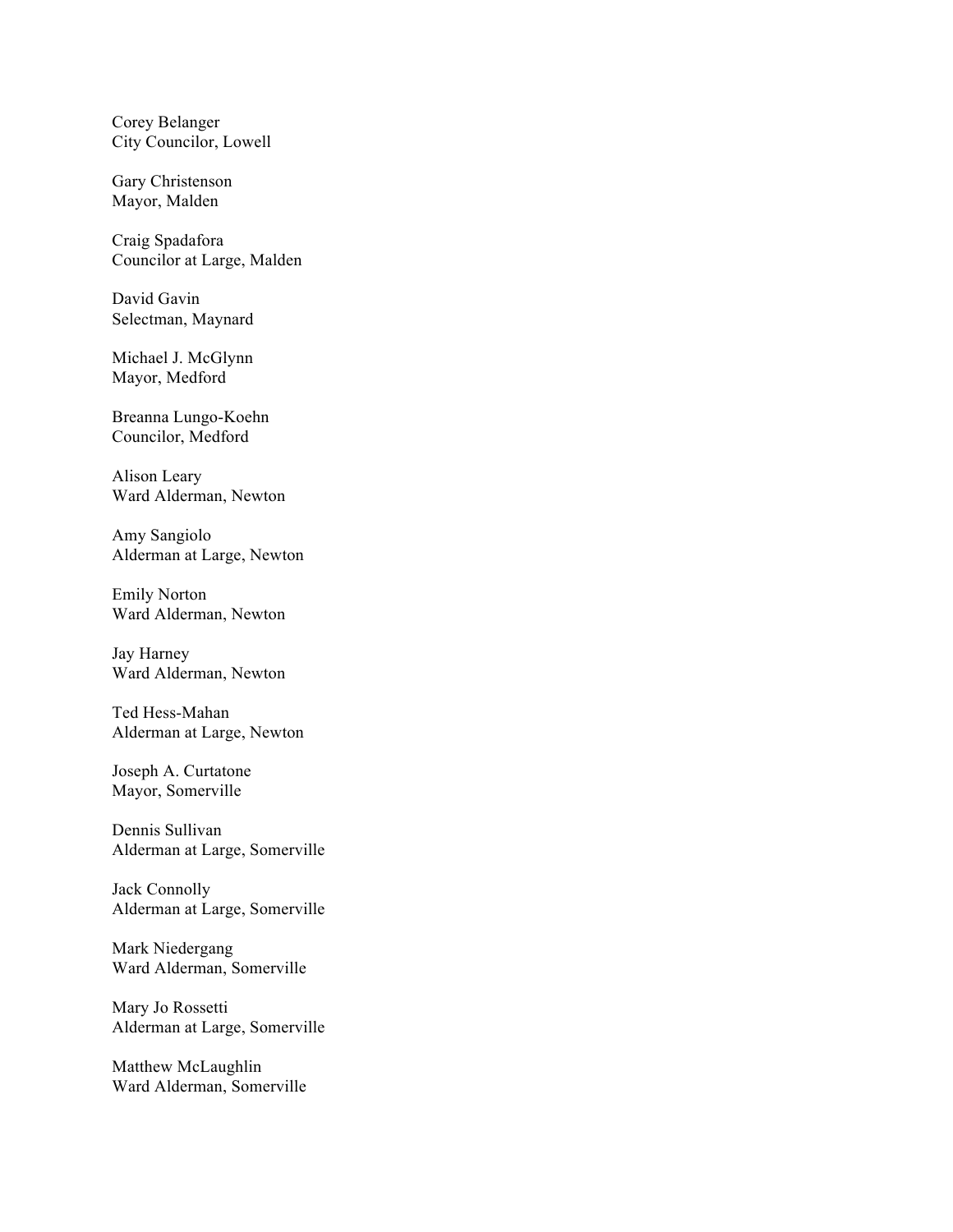Corey Belanger
City Councilor, Lowell

Gary Christenson
Mayor, Malden

Craig Spadafora
Councilor at Large, Malden

David Gavin
Selectman, Maynard

Michael J. McGlynn
Mayor, Medford

Breanna Lungo-Koehn
Councilor, Medford

Alison Leary
Ward Alderman, Newton

Amy Sangiolo
Alderman at Large, Newton

Emily Norton
Ward Alderman, Newton

Jay Harney
Ward Alderman, Newton

Ted Hess-Mahan
Alderman at Large, Newton

Joseph A. Curtatone
Mayor, Somerville

Dennis Sullivan
Alderman at Large, Somerville

Jack Connolly
Alderman at Large, Somerville

Mark Niedergang
Ward Alderman, Somerville

Mary Jo Rossetti
Alderman at Large, Somerville

Matthew McLaughlin
Ward Alderman, Somerville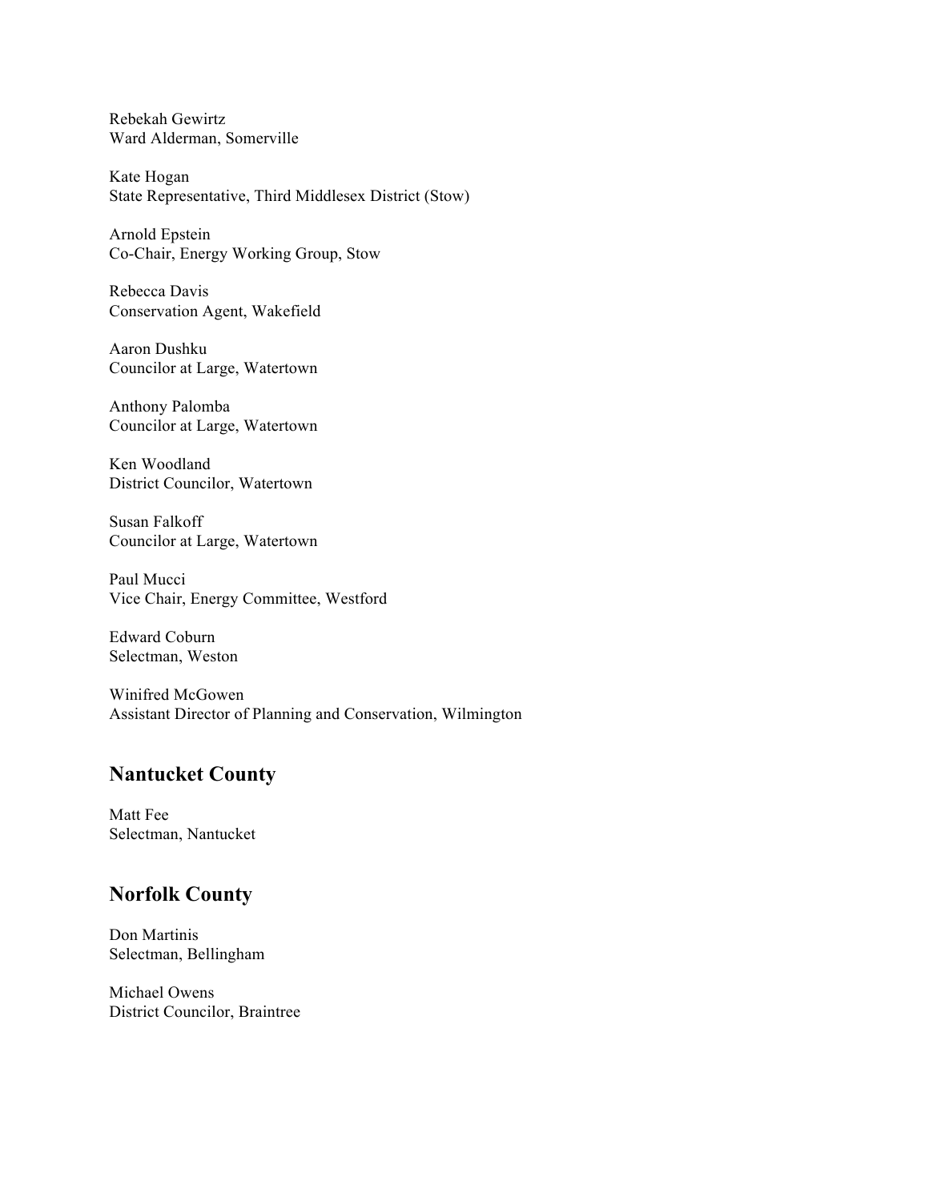Rebekah Gewirtz
Ward Alderman, Somerville

Kate Hogan
State Representative, Third Middlesex District (Stow)

Arnold Epstein
Co-Chair, Energy Working Group, Stow

Rebecca Davis
Conservation Agent, Wakefield

Aaron Dushku
Councilor at Large, Watertown

Anthony Palomba
Councilor at Large, Watertown

Ken Woodland
District Councilor, Watertown

Susan Falkoff
Councilor at Large, Watertown

Paul Mucci
Vice Chair, Energy Committee, Westford

Edward Coburn
Selectman, Weston

Winifred McGowen
Assistant Director of Planning and Conservation, Wilmington

## Nantucket County

Matt Fee
Selectman, Nantucket

## Norfolk County

Don Martinis
Selectman, Bellingham

Michael Owens
District Councilor, Braintree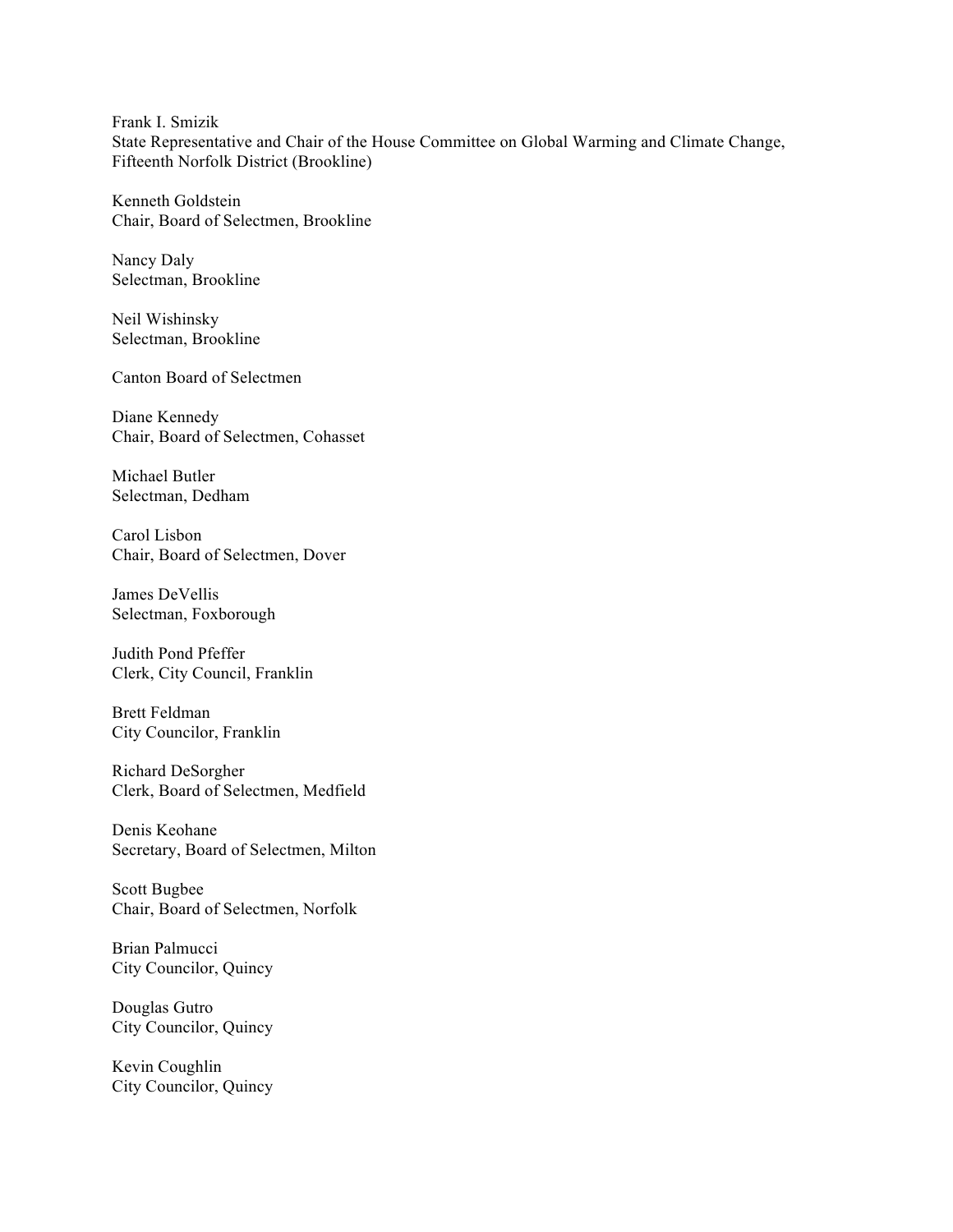Frank I. Smizik
State Representative and Chair of the House Committee on Global Warming and Climate Change, Fifteenth Norfolk District (Brookline)

Kenneth Goldstein
Chair, Board of Selectmen, Brookline

Nancy Daly
Selectman, Brookline

Neil Wishinsky
Selectman, Brookline

Canton Board of Selectmen

Diane Kennedy
Chair, Board of Selectmen, Cohasset

Michael Butler
Selectman, Dedham

Carol Lisbon
Chair, Board of Selectmen, Dover

James DeVellis
Selectman, Foxborough

Judith Pond Pfeffer
Clerk, City Council, Franklin

Brett Feldman
City Councilor, Franklin

Richard DeSorgher
Clerk, Board of Selectmen, Medfield

Denis Keohane
Secretary, Board of Selectmen, Milton

Scott Bugbee
Chair, Board of Selectmen, Norfolk

Brian Palmucci
City Councilor, Quincy

Douglas Gutro
City Councilor, Quincy

Kevin Coughlin
City Councilor, Quincy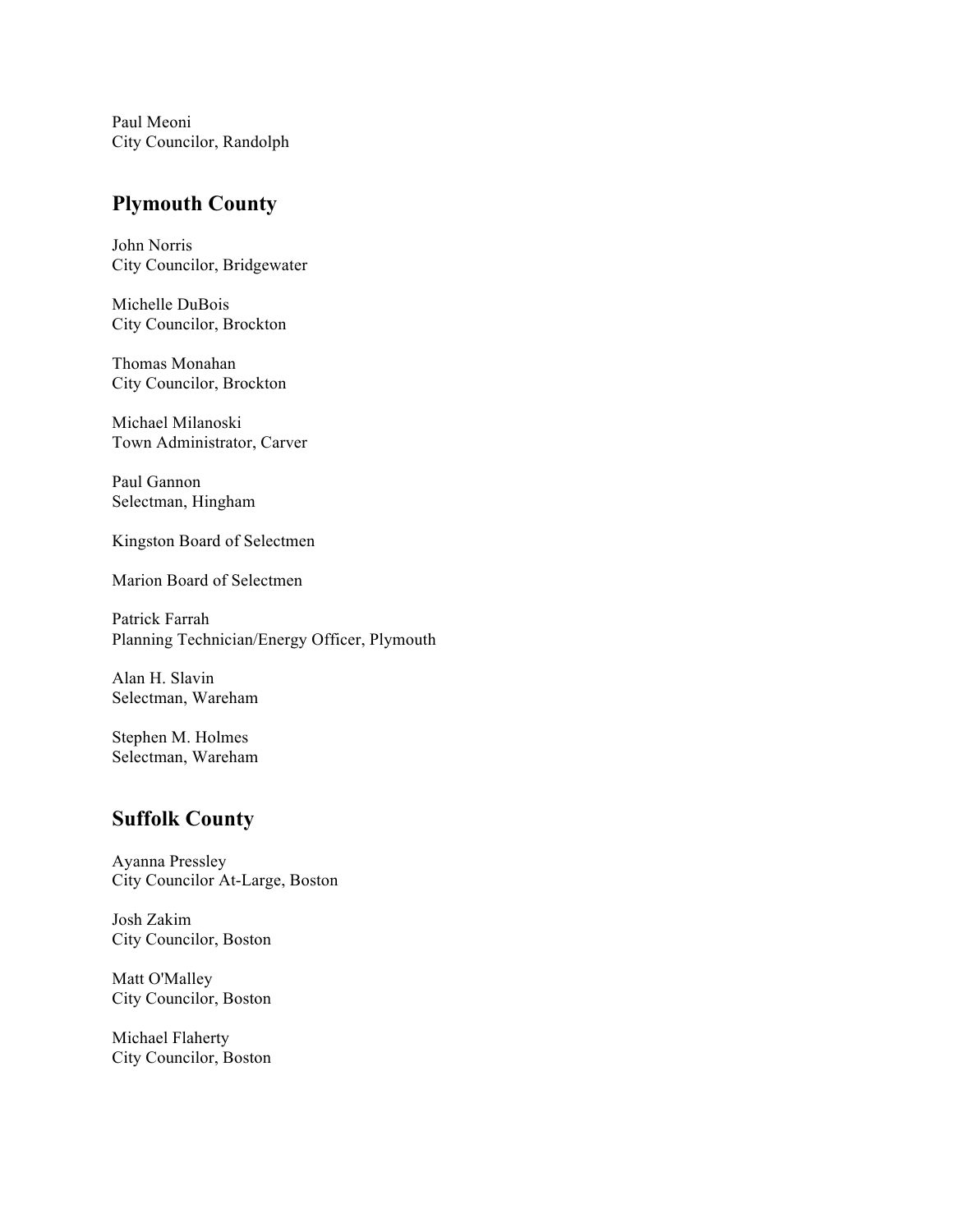Paul Meoni
City Councilor, Randolph

## Plymouth County

John Norris
City Councilor, Bridgewater

Michelle DuBois
City Councilor, Brockton

Thomas Monahan
City Councilor, Brockton

Michael Milanoski
Town Administrator, Carver

Paul Gannon
Selectman, Hingham

Kingston Board of Selectmen

Marion Board of Selectmen

Patrick Farrah
Planning Technician/Energy Officer, Plymouth

Alan H. Slavin
Selectman, Wareham

Stephen M. Holmes
Selectman, Wareham

## Suffolk County

Ayanna Pressley
City Councilor At-Large, Boston

Josh Zakim
City Councilor, Boston

Matt O'Malley
City Councilor, Boston

Michael Flaherty
City Councilor, Boston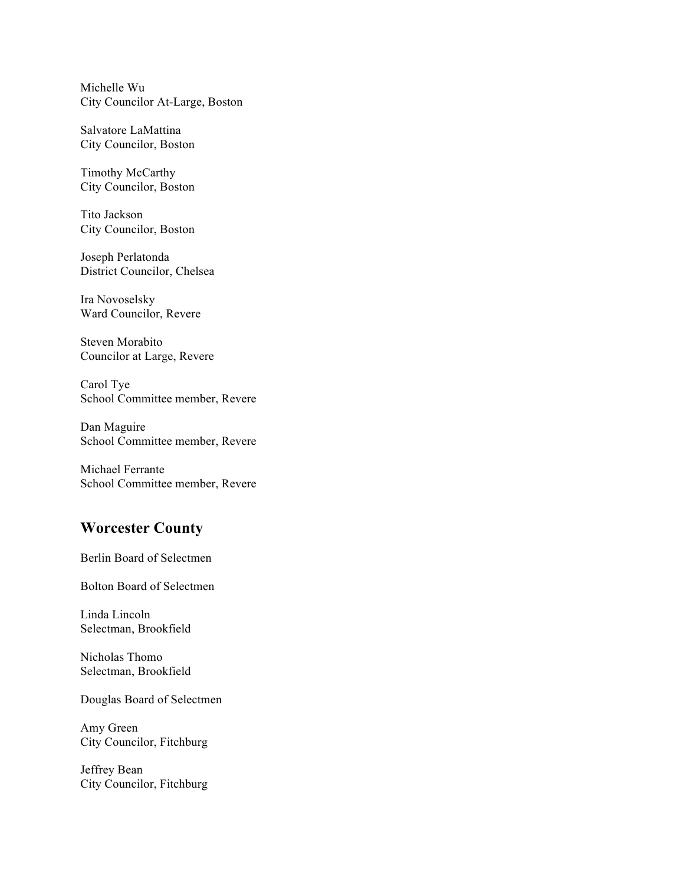Michelle Wu
City Councilor At-Large, Boston

Salvatore LaMattina
City Councilor, Boston

Timothy McCarthy
City Councilor, Boston

Tito Jackson
City Councilor, Boston

Joseph Perlatonda
District Councilor, Chelsea

Ira Novoselsky
Ward Councilor, Revere

Steven Morabito
Councilor at Large, Revere

Carol Tye
School Committee member, Revere

Dan Maguire
School Committee member, Revere

Michael Ferrante
School Committee member, Revere

## Worcester County

Berlin Board of Selectmen

Bolton Board of Selectmen

Linda Lincoln
Selectman, Brookfield

Nicholas Thomo
Selectman, Brookfield

Douglas Board of Selectmen

Amy Green
City Councilor, Fitchburg

Jeffrey Bean
City Councilor, Fitchburg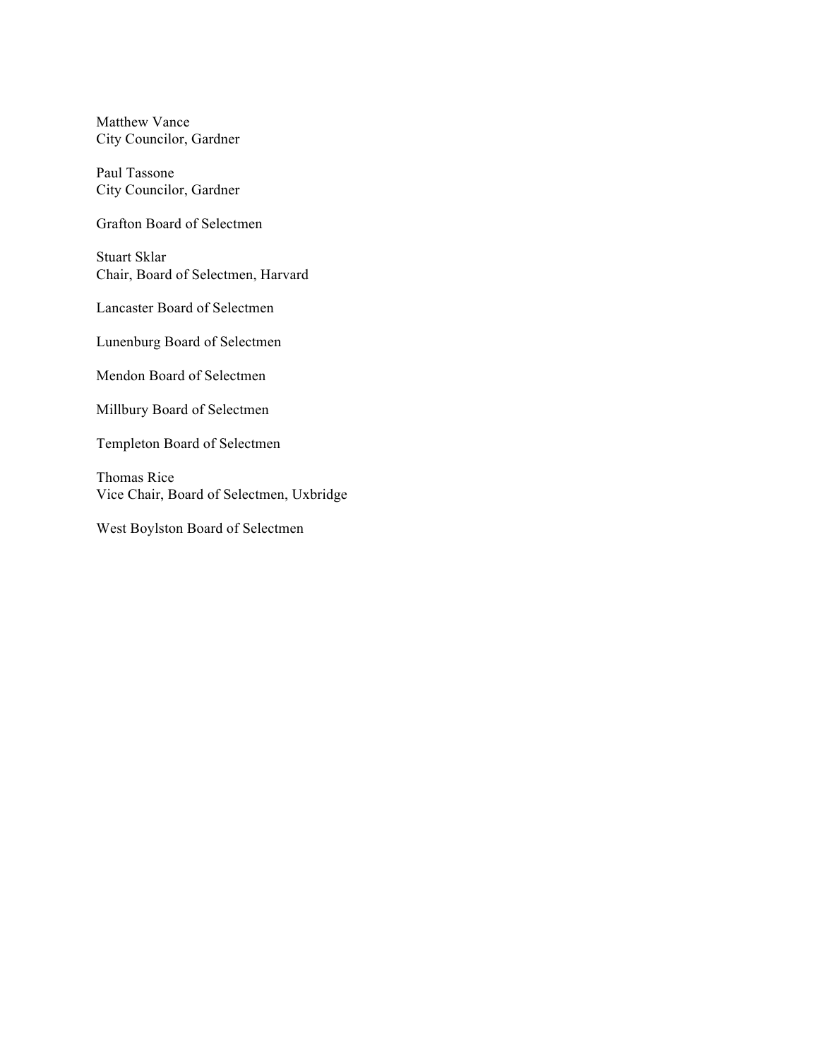Matthew Vance
City Councilor, Gardner

Paul Tassone
City Councilor, Gardner

Grafton Board of Selectmen

Stuart Sklar
Chair, Board of Selectmen, Harvard

Lancaster Board of Selectmen

Lunenburg Board of Selectmen

Mendon Board of Selectmen

Millbury Board of Selectmen

Templeton Board of Selectmen

Thomas Rice
Vice Chair, Board of Selectmen, Uxbridge

West Boylston Board of Selectmen